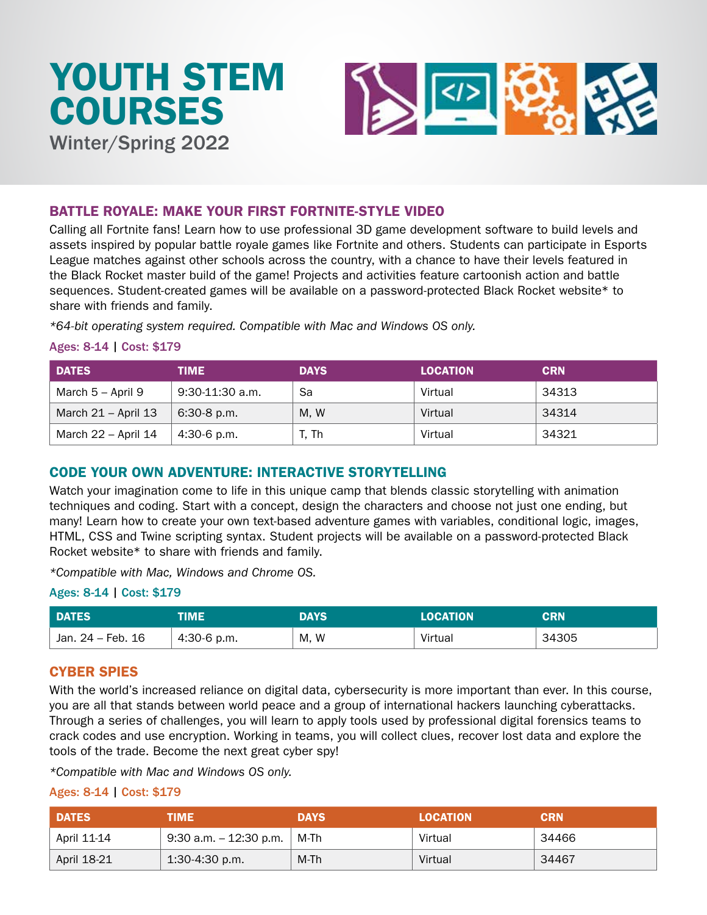# YOUTH STEM COURSES

Winter/Spring 2022

## BATTLE ROYALE: MAKE YOUR FIRST FORTNITE-STYLE VIDEO

Calling all Fortnite fans! Learn how to use professional 3D game development software to build levels and assets inspired by popular battle royale games like Fortnite and others. Students can participate in Esports League matches against other schools across the country, with a chance to have their levels featured in the Black Rocket master build of the game! Projects and activities feature cartoonish action and battle sequences. Student-created games will be available on a password-protected Black Rocket website* to share with friends and family.

*64-bit operating system required. Compatible with Mac and Windows OS only.*

**Ages: 8-14 | Cost: $179**

| DATES | TIME | DAYS | LOCATION | CRN |
|---|---|---|---|---|
| March 5 – April 9 | 9:30-11:30 a.m. | Sa | Virtual | 34313 |
| March 21 – April 13 | 6:30-8 p.m. | M, W | Virtual | 34314 |
| March 22 – April 14 | 4:30-6 p.m. | T, Th | Virtual | 34321 |

## CODE YOUR OWN ADVENTURE: INTERACTIVE STORYTELLING

Watch your imagination come to life in this unique camp that blends classic storytelling with animation techniques and coding. Start with a concept, design the characters and choose not just one ending, but many! Learn how to create your own text-based adventure games with variables, conditional logic, images, HTML, CSS and Twine scripting syntax. Student projects will be available on a password-protected Black Rocket website* to share with friends and family.

*Compatible with Mac, Windows and Chrome OS.*

**Ages: 8-14 | Cost: $179**

| DATES | TIME | DAYS | LOCATION | CRN |
|---|---|---|---|---|
| Jan. 24 – Feb. 16 | 4:30-6 p.m. | M, W | Virtual | 34305 |

## CYBER SPIES

With the world's increased reliance on digital data, cybersecurity is more important than ever. In this course, you are all that stands between world peace and a group of international hackers launching cyberattacks. Through a series of challenges, you will learn to apply tools used by professional digital forensics teams to crack codes and use encryption. Working in teams, you will collect clues, recover lost data and explore the tools of the trade. Become the next great cyber spy!

*Compatible with Mac and Windows OS only.*

**Ages: 8-14 | Cost: $179**

| DATES | TIME | DAYS | LOCATION | CRN |
|---|---|---|---|---|
| April 11-14 | 9:30 a.m. – 12:30 p.m. | M-Th | Virtual | 34466 |
| April 18-21 | 1:30-4:30 p.m. | M-Th | Virtual | 34467 |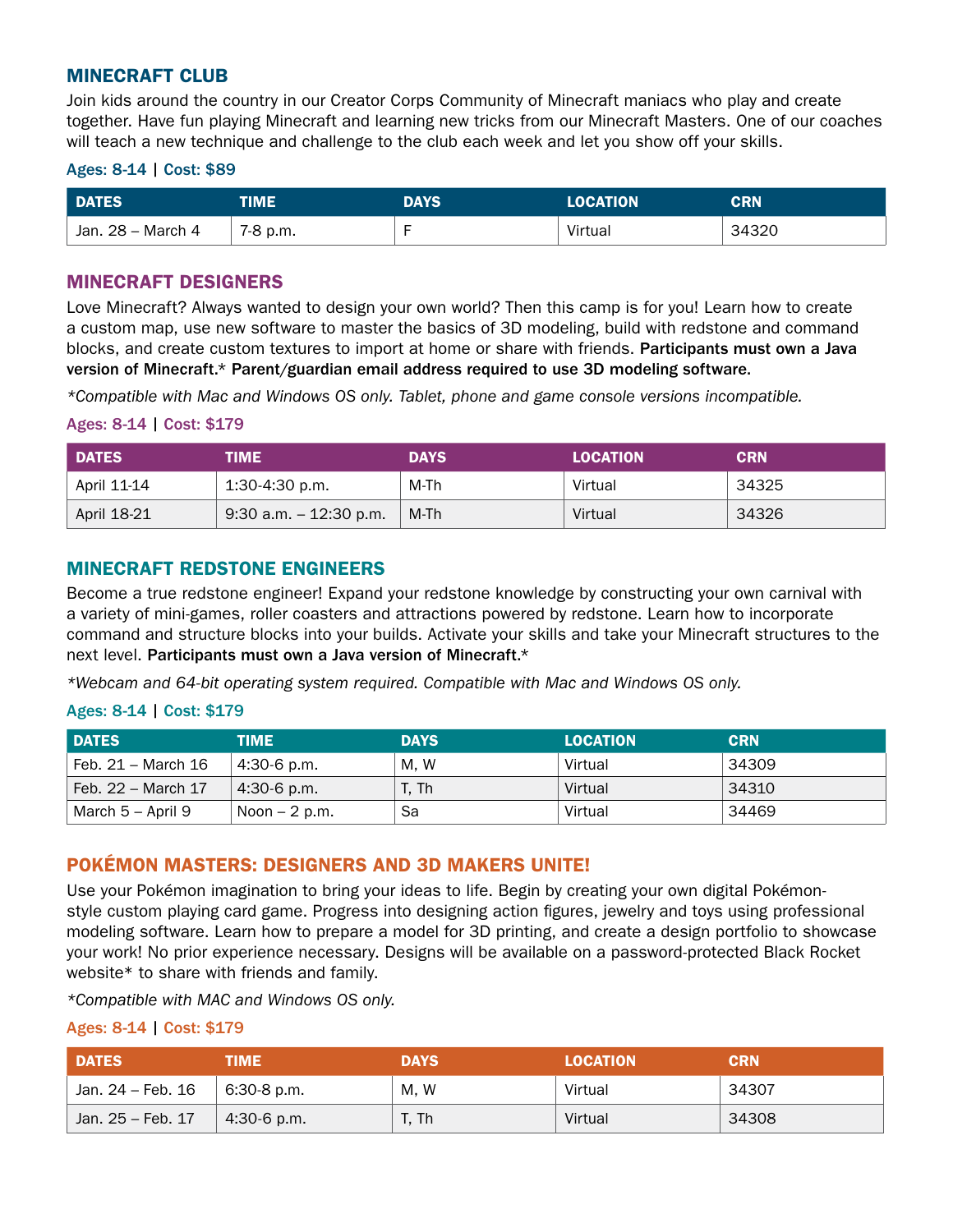## MINECRAFT CLUB

Join kids around the country in our Creator Corps Community of Minecraft maniacs who play and create together. Have fun playing Minecraft and learning new tricks from our Minecraft Masters. One of our coaches will teach a new technique and challenge to the club each week and let you show off your skills.

**Ages: 8-14 | Cost: $89**

| DATES | TIME | DAYS | LOCATION | CRN |
|---|---|---|---|---|
| Jan. 28 – March 4 | 7-8 p.m. | F | Virtual | 34320 |

## MINECRAFT DESIGNERS

Love Minecraft? Always wanted to design your own world? Then this camp is for you! Learn how to create a custom map, use new software to master the basics of 3D modeling, build with redstone and command blocks, and create custom textures to import at home or share with friends. **Participants must own a Java version of Minecraft.* Parent/guardian email address required to use 3D modeling software.**

*\*Compatible with Mac and Windows OS only. Tablet, phone and game console versions incompatible.*

**Ages: 8-14 | Cost: $179**

| DATES | TIME | DAYS | LOCATION | CRN |
|---|---|---|---|---|
| April 11-14 | 1:30-4:30 p.m. | M-Th | Virtual | 34325 |
| April 18-21 | 9:30 a.m. – 12:30 p.m. | M-Th | Virtual | 34326 |

## MINECRAFT REDSTONE ENGINEERS

Become a true redstone engineer! Expand your redstone knowledge by constructing your own carnival with a variety of mini-games, roller coasters and attractions powered by redstone. Learn how to incorporate command and structure blocks into your builds. Activate your skills and take your Minecraft structures to the next level. **Participants must own a Java version of Minecraft.***

*\*Webcam and 64-bit operating system required. Compatible with Mac and Windows OS only.*

**Ages: 8-14 | Cost: $179**

| DATES | TIME | DAYS | LOCATION | CRN |
|---|---|---|---|---|
| Feb. 21 – March 16 | 4:30-6 p.m. | M, W | Virtual | 34309 |
| Feb. 22 – March 17 | 4:30-6 p.m. | T, Th | Virtual | 34310 |
| March 5 – April 9 | Noon – 2 p.m. | Sa | Virtual | 34469 |

## POKÉMON MASTERS: DESIGNERS AND 3D MAKERS UNITE!

Use your Pokémon imagination to bring your ideas to life. Begin by creating your own digital Pokémon-style custom playing card game. Progress into designing action figures, jewelry and toys using professional modeling software. Learn how to prepare a model for 3D printing, and create a design portfolio to showcase your work! No prior experience necessary. Designs will be available on a password-protected Black Rocket website* to share with friends and family.

*\*Compatible with MAC and Windows OS only.*

**Ages: 8-14 | Cost: $179**

| DATES | TIME | DAYS | LOCATION | CRN |
|---|---|---|---|---|
| Jan. 24 – Feb. 16 | 6:30-8 p.m. | M, W | Virtual | 34307 |
| Jan. 25 – Feb. 17 | 4:30-6 p.m. | T, Th | Virtual | 34308 |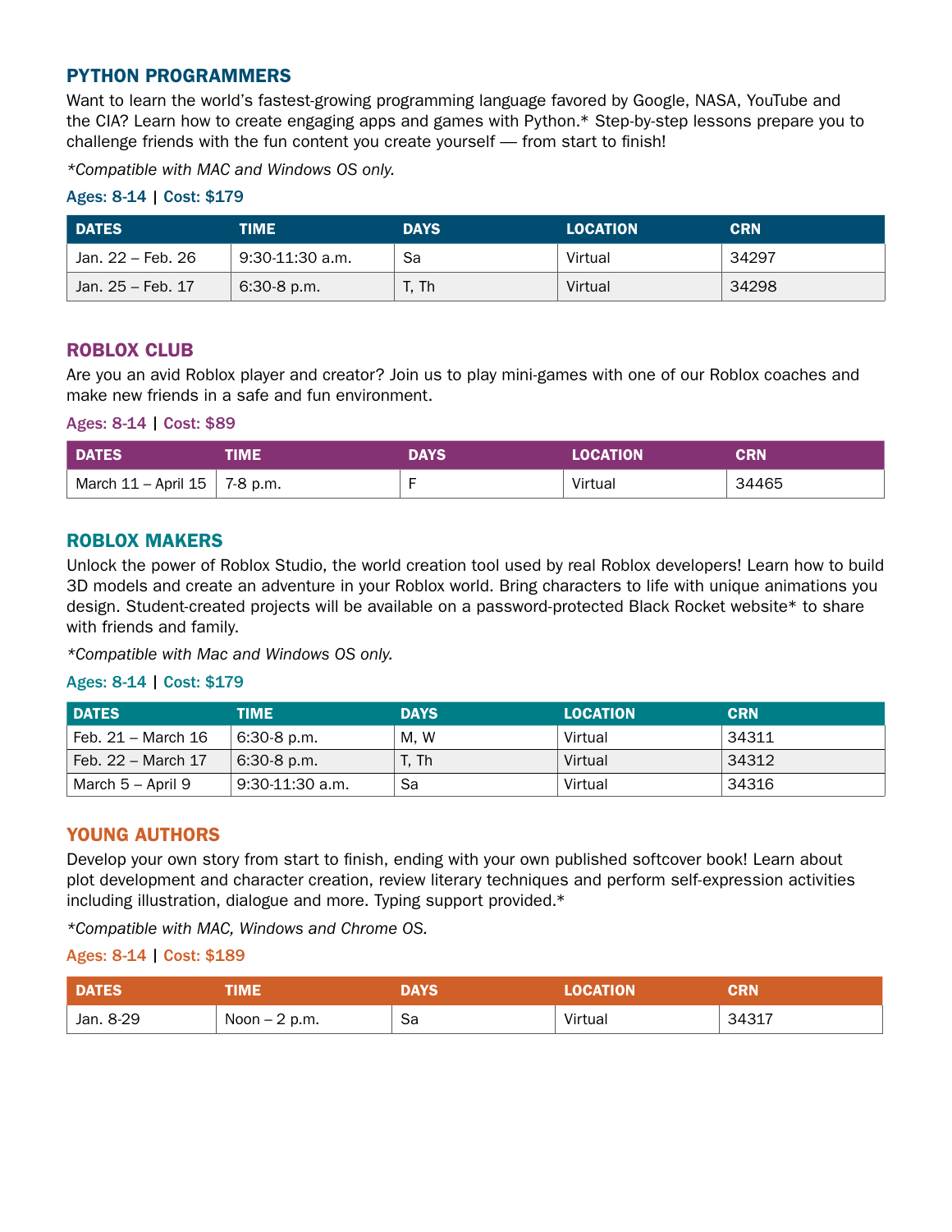## PYTHON PROGRAMMERS

Want to learn the world's fastest-growing programming language favored by Google, NASA, YouTube and the CIA? Learn how to create engaging apps and games with Python.* Step-by-step lessons prepare you to challenge friends with the fun content you create yourself — from start to finish!

*\*Compatible with MAC and Windows OS only.*

**Ages: 8-14 | Cost: $179**

| DATES | TIME | DAYS | LOCATION | CRN |
| --- | --- | --- | --- | --- |
| Jan. 22 – Feb. 26 | 9:30-11:30 a.m. | Sa | Virtual | 34297 |
| Jan. 25 – Feb. 17 | 6:30-8 p.m. | T, Th | Virtual | 34298 |

## ROBLOX CLUB

Are you an avid Roblox player and creator? Join us to play mini-games with one of our Roblox coaches and make new friends in a safe and fun environment.

**Ages: 8-14 | Cost: $89**

| DATES | TIME | DAYS | LOCATION | CRN |
| --- | --- | --- | --- | --- |
| March 11 – April 15 | 7-8 p.m. | F | Virtual | 34465 |

## ROBLOX MAKERS

Unlock the power of Roblox Studio, the world creation tool used by real Roblox developers! Learn how to build 3D models and create an adventure in your Roblox world. Bring characters to life with unique animations you design. Student-created projects will be available on a password-protected Black Rocket website* to share with friends and family.

*\*Compatible with Mac and Windows OS only.*

**Ages: 8-14 | Cost: $179**

| DATES | TIME | DAYS | LOCATION | CRN |
| --- | --- | --- | --- | --- |
| Feb. 21 – March 16 | 6:30-8 p.m. | M, W | Virtual | 34311 |
| Feb. 22 – March 17 | 6:30-8 p.m. | T, Th | Virtual | 34312 |
| March 5 – April 9 | 9:30-11:30 a.m. | Sa | Virtual | 34316 |

## YOUNG AUTHORS

Develop your own story from start to finish, ending with your own published softcover book! Learn about plot development and character creation, review literary techniques and perform self-expression activities including illustration, dialogue and more. Typing support provided.*

*\*Compatible with MAC, Windows and Chrome OS.*

**Ages: 8-14 | Cost: $189**

| DATES | TIME | DAYS | LOCATION | CRN |
| --- | --- | --- | --- | --- |
| Jan. 8-29 | Noon – 2 p.m. | Sa | Virtual | 34317 |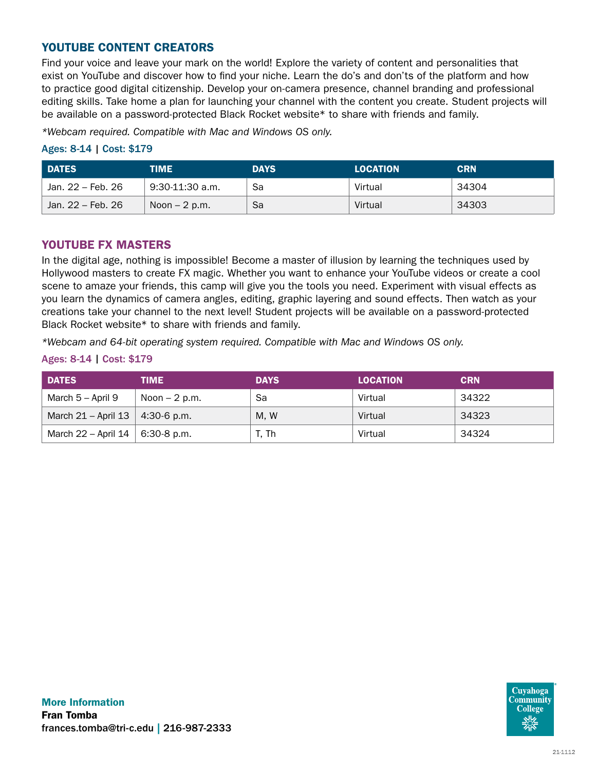## YOUTUBE CONTENT CREATORS

Find your voice and leave your mark on the world! Explore the variety of content and personalities that exist on YouTube and discover how to find your niche. Learn the do's and don'ts of the platform and how to practice good digital citizenship. Develop your on-camera presence, channel branding and professional editing skills. Take home a plan for launching your channel with the content you create. Student projects will be available on a password-protected Black Rocket website* to share with friends and family.

*\*Webcam required. Compatible with Mac and Windows OS only.*

**Ages: 8-14 | Cost: $179**

| DATES | TIME | DAYS | LOCATION | CRN |
|---|---|---|---|---|
| Jan. 22 – Feb. 26 | 9:30-11:30 a.m. | Sa | Virtual | 34304 |
| Jan. 22 – Feb. 26 | Noon – 2 p.m. | Sa | Virtual | 34303 |

## YOUTUBE FX MASTERS

In the digital age, nothing is impossible! Become a master of illusion by learning the techniques used by Hollywood masters to create FX magic. Whether you want to enhance your YouTube videos or create a cool scene to amaze your friends, this camp will give you the tools you need. Experiment with visual effects as you learn the dynamics of camera angles, editing, graphic layering and sound effects. Then watch as your creations take your channel to the next level! Student projects will be available on a password-protected Black Rocket website* to share with friends and family.

*\*Webcam and 64-bit operating system required. Compatible with Mac and Windows OS only.*

**Ages: 8-14 | Cost: $179**

| DATES | TIME | DAYS | LOCATION | CRN |
|---|---|---|---|---|
| March 5 – April 9 | Noon – 2 p.m. | Sa | Virtual | 34322 |
| March 21 – April 13 | 4:30-6 p.m. | M, W | Virtual | 34323 |
| March 22 – April 14 | 6:30-8 p.m. | T, Th | Virtual | 34324 |

**More Information**
**Fran Tomba**
**frances.tomba@tri-c.edu | 216-987-2333**

Cuyahoga Community College

21-1112